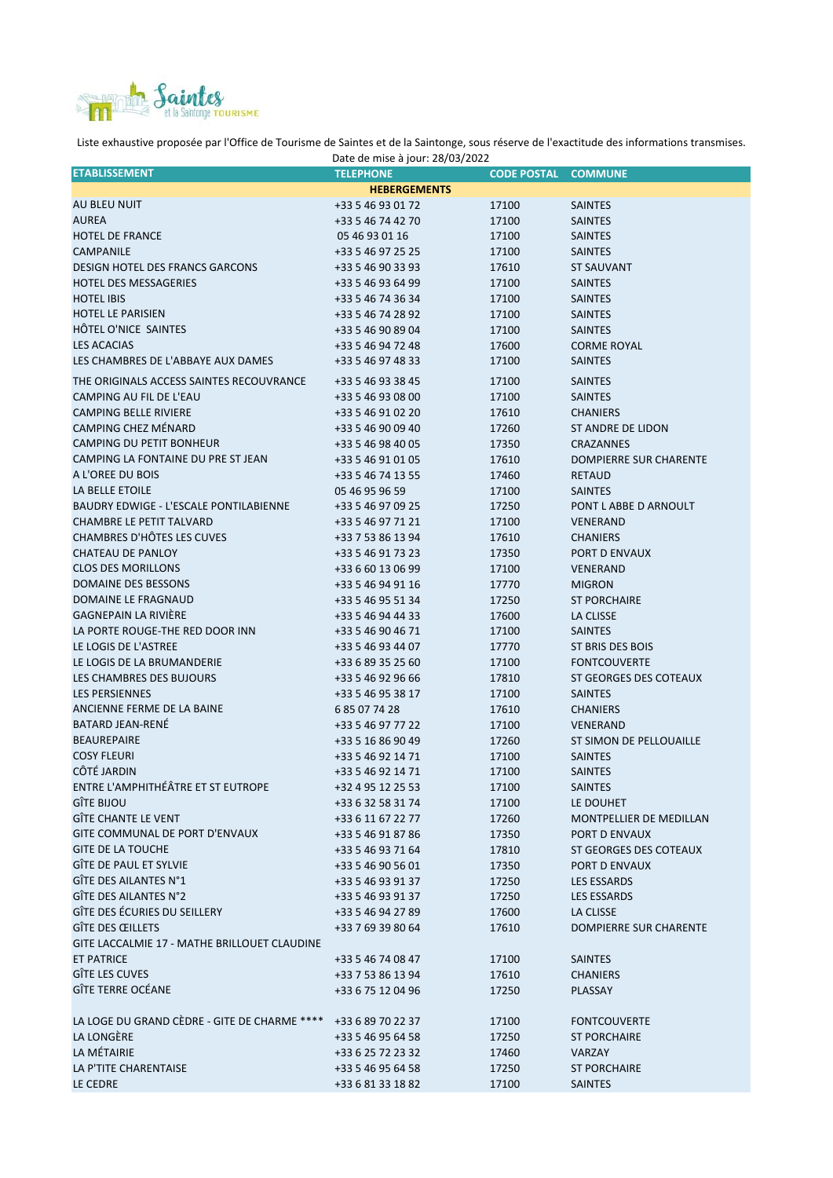Saintes et la Saintonge TOURISME

Liste exhaustive proposée par l'Office de Tourisme de Saintes et de la Saintonge, sous réserve de l'exactitude des informations transmises.

Date de mise à jour: 28/03/2022

| ETABLISSEMENT | TELEPHONE | CODE POSTAL | COMMUNE |
|---|---|---|---|
| | **HEBERGEMENTS** | | |
| AU BLEU NUIT | +33 5 46 93 01 72 | 17100 | SAINTES |
| AUREA | +33 5 46 74 42 70 | 17100 | SAINTES |
| HOTEL DE FRANCE | 05 46 93 01 16 | 17100 | SAINTES |
| CAMPANILE | +33 5 46 97 25 25 | 17100 | SAINTES |
| DESIGN HOTEL DES FRANCS GARCONS | +33 5 46 90 33 93 | 17610 | ST SAUVANT |
| HOTEL DES MESSAGERIES | +33 5 46 93 64 99 | 17100 | SAINTES |
| HOTEL IBIS | +33 5 46 74 36 34 | 17100 | SAINTES |
| HOTEL LE PARISIEN | +33 5 46 74 28 92 | 17100 | SAINTES |
| HÔTEL O'NICE SAINTES | +33 5 46 90 89 04 | 17100 | SAINTES |
| LES ACACIAS | +33 5 46 94 72 48 | 17600 | CORME ROYAL |
| LES CHAMBRES DE L'ABBAYE AUX DAMES | +33 5 46 97 48 33 | 17100 | SAINTES |
| THE ORIGINALS ACCESS SAINTES RECOUVRANCE | +33 5 46 93 38 45 | 17100 | SAINTES |
| CAMPING AU FIL DE L'EAU | +33 5 46 93 08 00 | 17100 | SAINTES |
| CAMPING BELLE RIVIERE | +33 5 46 91 02 20 | 17610 | CHANIERS |
| CAMPING CHEZ MÉNARD | +33 5 46 90 09 40 | 17260 | ST ANDRE DE LIDON |
| CAMPING DU PETIT BONHEUR | +33 5 46 98 40 05 | 17350 | CRAZANNES |
| CAMPING LA FONTAINE DU PRE ST JEAN | +33 5 46 91 01 05 | 17610 | DOMPIERRE SUR CHARENTE |
| A L'OREE DU BOIS | +33 5 46 74 13 55 | 17460 | RETAUD |
| LA BELLE ETOILE | 05 46 95 96 59 | 17100 | SAINTES |
| BAUDRY EDWIGE - L'ESCALE PONTILABIENNE | +33 5 46 97 09 25 | 17250 | PONT L ABBE D ARNOULT |
| CHAMBRE LE PETIT TALVARD | +33 5 46 97 71 21 | 17100 | VENERAND |
| CHAMBRES D'HÔTES LES CUVES | +33 7 53 86 13 94 | 17610 | CHANIERS |
| CHATEAU DE PANLOY | +33 5 46 91 73 23 | 17350 | PORT D ENVAUX |
| CLOS DES MORILLONS | +33 6 60 13 06 99 | 17100 | VENERAND |
| DOMAINE DES BESSONS | +33 5 46 94 91 16 | 17770 | MIGRON |
| DOMAINE LE FRAGNAUD | +33 5 46 95 51 34 | 17250 | ST PORCHAIRE |
| GAGNEPAIN LA RIVIÈRE | +33 5 46 94 44 33 | 17600 | LA CLISSE |
| LA PORTE ROUGE-THE RED DOOR INN | +33 5 46 90 46 71 | 17100 | SAINTES |
| LE LOGIS DE L'ASTREE | +33 5 46 93 44 07 | 17770 | ST BRIS DES BOIS |
| LE LOGIS DE LA BRUMANDERIE | +33 6 89 35 25 60 | 17100 | FONTCOUVERTE |
| LES CHAMBRES DES BUJOURS | +33 5 46 92 96 66 | 17810 | ST GEORGES DES COTEAUX |
| LES PERSIENNES | +33 5 46 95 38 17 | 17100 | SAINTES |
| ANCIENNE FERME DE LA BAINE | 6 85 07 74 28 | 17610 | CHANIERS |
| BATARD JEAN-RENÉ | +33 5 46 97 77 22 | 17100 | VENERAND |
| BEAUREPAIRE | +33 5 16 86 90 49 | 17260 | ST SIMON DE PELLOUAILLE |
| COSY FLEURI | +33 5 46 92 14 71 | 17100 | SAINTES |
| CÔTÉ JARDIN | +33 5 46 92 14 71 | 17100 | SAINTES |
| ENTRE L'AMPHITHÉÂTRE ET ST EUTROPE | +32 4 95 12 25 53 | 17100 | SAINTES |
| GÎTE BIJOU | +33 6 32 58 31 74 | 17100 | LE DOUHET |
| GÎTE CHANTE LE VENT | +33 6 11 67 22 77 | 17260 | MONTPELLIER DE MEDILLAN |
| GITE COMMUNAL DE PORT D'ENVAUX | +33 5 46 91 87 86 | 17350 | PORT D ENVAUX |
| GITE DE LA TOUCHE | +33 5 46 93 71 64 | 17810 | ST GEORGES DES COTEAUX |
| GÎTE DE PAUL ET SYLVIE | +33 5 46 90 56 01 | 17350 | PORT D ENVAUX |
| GÎTE DES AILANTES N°1 | +33 5 46 93 91 37 | 17250 | LES ESSARDS |
| GÎTE DES AILANTES N°2 | +33 5 46 93 91 37 | 17250 | LES ESSARDS |
| GÎTE DES ÉCURIES DU SEILLERY | +33 5 46 94 27 89 | 17600 | LA CLISSE |
| GÎTE DES ŒILLETS | +33 7 69 39 80 64 | 17610 | DOMPIERRE SUR CHARENTE |
| GITE LACCALMIE 17 - MATHE BRILLOUET CLAUDINE ET PATRICE | +33 5 46 74 08 47 | 17100 | SAINTES |
| GÎTE LES CUVES | +33 7 53 86 13 94 | 17610 | CHANIERS |
| GÎTE TERRE OCÉANE | +33 6 75 12 04 96 | 17250 | PLASSAY |
| LA LOGE DU GRAND CÈDRE - GITE DE CHARME **** | +33 6 89 70 22 37 | 17100 | FONTCOUVERTE |
| LA LONGÈRE | +33 5 46 95 64 58 | 17250 | ST PORCHAIRE |
| LA MÉTAIRIE | +33 6 25 72 23 32 | 17460 | VARZAY |
| LA P'TITE CHARENTAISE | +33 5 46 95 64 58 | 17250 | ST PORCHAIRE |
| LE CEDRE | +33 6 81 33 18 82 | 17100 | SAINTES |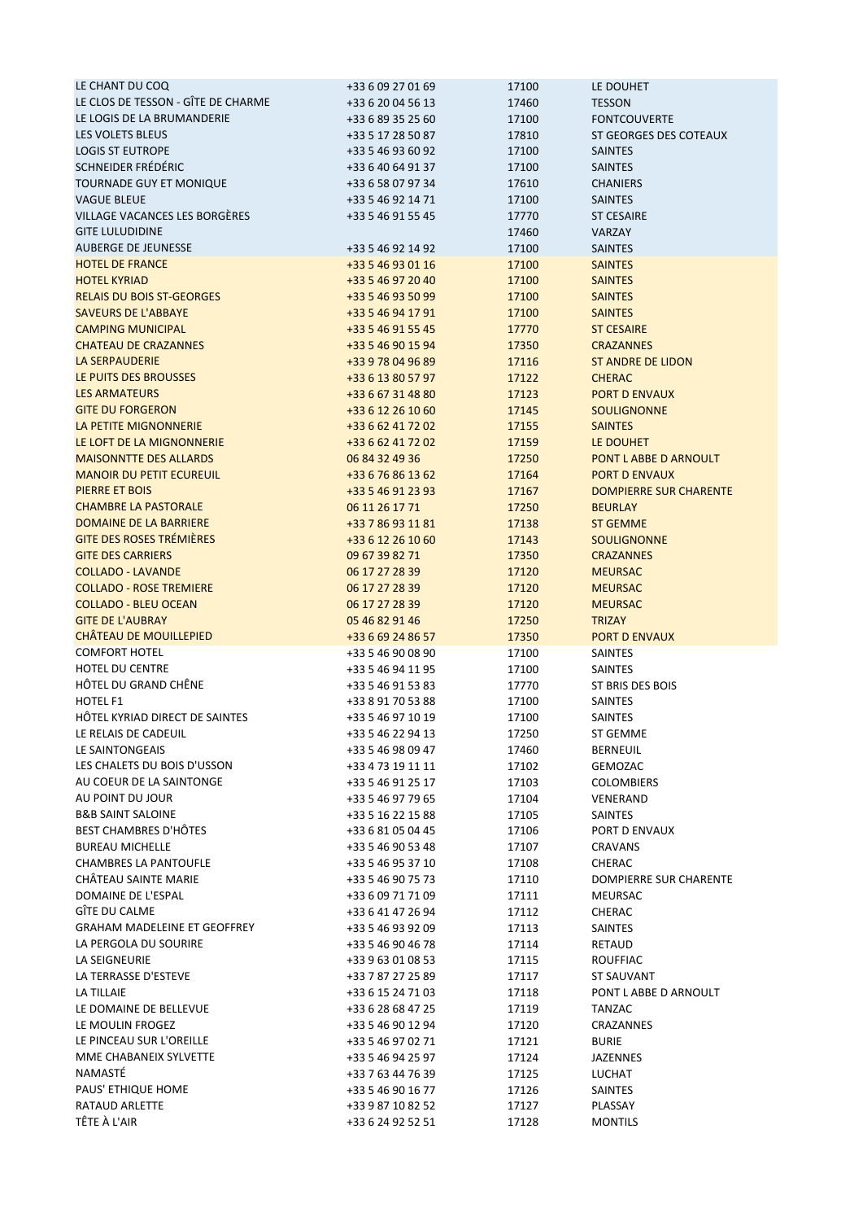| | | | |
|---|---|---|---|
| LE CHANT DU COQ | +33 6 09 27 01 69 | 17100 | LE DOUHET |
| LE CLOS DE TESSON - GÎTE DE CHARME | +33 6 20 04 56 13 | 17460 | TESSON |
| LE LOGIS DE LA BRUMANDERIE | +33 6 89 35 25 60 | 17100 | FONTCOUVERTE |
| LES VOLETS BLEUS | +33 5 17 28 50 87 | 17810 | ST GEORGES DES COTEAUX |
| LOGIS ST EUTROPE | +33 5 46 93 60 92 | 17100 | SAINTES |
| SCHNEIDER FRÉDÉRIC | +33 6 40 64 91 37 | 17100 | SAINTES |
| TOURNADE GUY ET MONIQUE | +33 6 58 07 97 34 | 17610 | CHANIERS |
| VAGUE BLEUE | +33 5 46 92 14 71 | 17100 | SAINTES |
| VILLAGE VACANCES LES BORGÈRES | +33 5 46 91 55 45 | 17770 | ST CESAIRE |
| GITE LULUDIDINE | | 17460 | VARZAY |
| AUBERGE DE JEUNESSE | +33 5 46 92 14 92 | 17100 | SAINTES |
| HOTEL DE FRANCE | +33 5 46 93 01 16 | 17100 | SAINTES |
| HOTEL KYRIAD | +33 5 46 97 20 40 | 17100 | SAINTES |
| RELAIS DU BOIS ST-GEORGES | +33 5 46 93 50 99 | 17100 | SAINTES |
| SAVEURS DE L'ABBAYE | +33 5 46 94 17 91 | 17100 | SAINTES |
| CAMPING MUNICIPAL | +33 5 46 91 55 45 | 17770 | ST CESAIRE |
| CHATEAU DE CRAZANNES | +33 5 46 90 15 94 | 17350 | CRAZANNES |
| LA SERPAUDERIE | +33 9 78 04 96 89 | 17116 | ST ANDRE DE LIDON |
| LE PUITS DES BROUSSES | +33 6 13 80 57 97 | 17122 | CHERAC |
| LES ARMATEURS | +33 6 67 31 48 80 | 17123 | PORT D ENVAUX |
| GITE DU FORGERON | +33 6 12 26 10 60 | 17145 | SOULIGNONNE |
| LA PETITE MIGNONNERIE | +33 6 62 41 72 02 | 17155 | SAINTES |
| LE LOFT DE LA MIGNONNERIE | +33 6 62 41 72 02 | 17159 | LE DOUHET |
| MAISONNTTE DES ALLARDS | 06 84 32 49 36 | 17250 | PONT L ABBE D ARNOULT |
| MANOIR DU PETIT ECUREUIL | +33 6 76 86 13 62 | 17164 | PORT D ENVAUX |
| PIERRE ET BOIS | +33 5 46 91 23 93 | 17167 | DOMPIERRE SUR CHARENTE |
| CHAMBRE LA PASTORALE | 06 11 26 17 71 | 17250 | BEURLAY |
| DOMAINE DE LA BARRIERE | +33 7 86 93 11 81 | 17138 | ST GEMME |
| GITE DES ROSES TRÉMIÈRES | +33 6 12 26 10 60 | 17143 | SOULIGNONNE |
| GITE DES CARRIERS | 09 67 39 82 71 | 17350 | CRAZANNES |
| COLLADO - LAVANDE | 06 17 27 28 39 | 17120 | MEURSAC |
| COLLADO - ROSE TREMIERE | 06 17 27 28 39 | 17120 | MEURSAC |
| COLLADO - BLEU OCEAN | 06 17 27 28 39 | 17120 | MEURSAC |
| GITE DE L'AUBRAY | 05 46 82 91 46 | 17250 | TRIZAY |
| CHÂTEAU DE MOUILLEPIED | +33 6 69 24 86 57 | 17350 | PORT D ENVAUX |
| COMFORT HOTEL | +33 5 46 90 08 90 | 17100 | SAINTES |
| HOTEL DU CENTRE | +33 5 46 94 11 95 | 17100 | SAINTES |
| HÔTEL DU GRAND CHÊNE | +33 5 46 91 53 83 | 17770 | ST BRIS DES BOIS |
| HOTEL F1 | +33 8 91 70 53 88 | 17100 | SAINTES |
| HÔTEL KYRIAD DIRECT DE SAINTES | +33 5 46 97 10 19 | 17100 | SAINTES |
| LE RELAIS DE CADEUIL | +33 5 46 22 94 13 | 17250 | ST GEMME |
| LE SAINTONGEAIS | +33 5 46 98 09 47 | 17460 | BERNEUIL |
| LES CHALETS DU BOIS D'USSON | +33 4 73 19 11 11 | 17102 | GEMOZAC |
| AU COEUR DE LA SAINTONGE | +33 5 46 91 25 17 | 17103 | COLOMBIERS |
| AU POINT DU JOUR | +33 5 46 97 79 65 | 17104 | VENERAND |
| B&B SAINT SALOINE | +33 5 16 22 15 88 | 17105 | SAINTES |
| BEST CHAMBRES D'HÔTES | +33 6 81 05 04 45 | 17106 | PORT D ENVAUX |
| BUREAU MICHELLE | +33 5 46 90 53 48 | 17107 | CRAVANS |
| CHAMBRES LA PANTOUFLE | +33 5 46 95 37 10 | 17108 | CHERAC |
| CHÂTEAU SAINTE MARIE | +33 5 46 90 75 73 | 17110 | DOMPIERRE SUR CHARENTE |
| DOMAINE DE L'ESPAL | +33 6 09 71 71 09 | 17111 | MEURSAC |
| GÎTE DU CALME | +33 6 41 47 26 94 | 17112 | CHERAC |
| GRAHAM MADELEINE ET GEOFFREY | +33 5 46 93 92 09 | 17113 | SAINTES |
| LA PERGOLA DU SOURIRE | +33 5 46 90 46 78 | 17114 | RETAUD |
| LA SEIGNEURIE | +33 9 63 01 08 53 | 17115 | ROUFFIAC |
| LA TERRASSE D'ESTEVE | +33 7 87 27 25 89 | 17117 | ST SAUVANT |
| LA TILLAIE | +33 6 15 24 71 03 | 17118 | PONT L ABBE D ARNOULT |
| LE DOMAINE DE BELLEVUE | +33 6 28 68 47 25 | 17119 | TANZAC |
| LE MOULIN FROGEZ | +33 5 46 90 12 94 | 17120 | CRAZANNES |
| LE PINCEAU SUR L'OREILLE | +33 5 46 97 02 71 | 17121 | BURIE |
| MME CHABANEIX SYLVETTE | +33 5 46 94 25 97 | 17124 | JAZENNES |
| NAMASTÉ | +33 7 63 44 76 39 | 17125 | LUCHAT |
| PAUS' ETHIQUE HOME | +33 5 46 90 16 77 | 17126 | SAINTES |
| RATAUD ARLETTE | +33 9 87 10 82 52 | 17127 | PLASSAY |
| TÊTE À L'AIR | +33 6 24 92 52 51 | 17128 | MONTILS |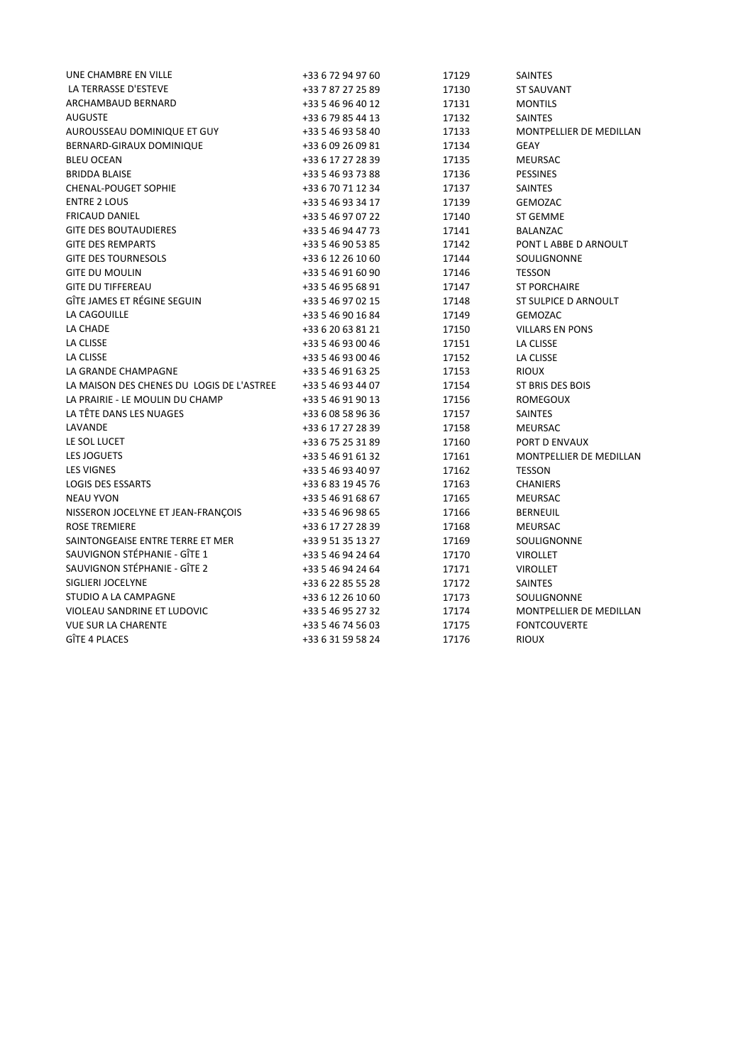| | | | |
|---|---|---|---|
| UNE CHAMBRE EN VILLE | +33 6 72 94 97 60 | 17129 | SAINTES |
| LA TERRASSE D'ESTEVE | +33 7 87 27 25 89 | 17130 | ST SAUVANT |
| ARCHAMBAUD BERNARD | +33 5 46 96 40 12 | 17131 | MONTILS |
| AUGUSTE | +33 6 79 85 44 13 | 17132 | SAINTES |
| AUROUSSEAU DOMINIQUE ET GUY | +33 5 46 93 58 40 | 17133 | MONTPELLIER DE MEDILLAN |
| BERNARD-GIRAUX DOMINIQUE | +33 6 09 26 09 81 | 17134 | GEAY |
| BLEU OCEAN | +33 6 17 27 28 39 | 17135 | MEURSAC |
| BRIDDA BLAISE | +33 5 46 93 73 88 | 17136 | PESSINES |
| CHENAL-POUGET SOPHIE | +33 6 70 71 12 34 | 17137 | SAINTES |
| ENTRE 2 LOUS | +33 5 46 93 34 17 | 17139 | GEMOZAC |
| FRICAUD DANIEL | +33 5 46 97 07 22 | 17140 | ST GEMME |
| GITE DES BOUTAUDIERES | +33 5 46 94 47 73 | 17141 | BALANZAC |
| GITE DES REMPARTS | +33 5 46 90 53 85 | 17142 | PONT L ABBE D ARNOULT |
| GITE DES TOURNESOLS | +33 6 12 26 10 60 | 17144 | SOULIGNONNE |
| GITE DU MOULIN | +33 5 46 91 60 90 | 17146 | TESSON |
| GITE DU TIFFEREAU | +33 5 46 95 68 91 | 17147 | ST PORCHAIRE |
| GÎTE JAMES ET RÉGINE SEGUIN | +33 5 46 97 02 15 | 17148 | ST SULPICE D ARNOULT |
| LA CAGOUILLE | +33 5 46 90 16 84 | 17149 | GEMOZAC |
| LA CHADE | +33 6 20 63 81 21 | 17150 | VILLARS EN PONS |
| LA CLISSE | +33 5 46 93 00 46 | 17151 | LA CLISSE |
| LA CLISSE | +33 5 46 93 00 46 | 17152 | LA CLISSE |
| LA GRANDE CHAMPAGNE | +33 5 46 91 63 25 | 17153 | RIOUX |
| LA MAISON DES CHENES DU LOGIS DE L'ASTREE | +33 5 46 93 44 07 | 17154 | ST BRIS DES BOIS |
| LA PRAIRIE - LE MOULIN DU CHAMP | +33 5 46 91 90 13 | 17156 | ROMEGOUX |
| LA TÊTE DANS LES NUAGES | +33 6 08 58 96 36 | 17157 | SAINTES |
| LAVANDE | +33 6 17 27 28 39 | 17158 | MEURSAC |
| LE SOL LUCET | +33 6 75 25 31 89 | 17160 | PORT D ENVAUX |
| LES JOGUETS | +33 5 46 91 61 32 | 17161 | MONTPELLIER DE MEDILLAN |
| LES VIGNES | +33 5 46 93 40 97 | 17162 | TESSON |
| LOGIS DES ESSARTS | +33 6 83 19 45 76 | 17163 | CHANIERS |
| NEAU YVON | +33 5 46 91 68 67 | 17165 | MEURSAC |
| NISSERON JOCELYNE ET JEAN-FRANÇOIS | +33 5 46 96 98 65 | 17166 | BERNEUIL |
| ROSE TREMIERE | +33 6 17 27 28 39 | 17168 | MEURSAC |
| SAINTONGEAISE ENTRE TERRE ET MER | +33 9 51 35 13 27 | 17169 | SOULIGNONNE |
| SAUVIGNON STÉPHANIE - GÎTE 1 | +33 5 46 94 24 64 | 17170 | VIROLLET |
| SAUVIGNON STÉPHANIE - GÎTE 2 | +33 5 46 94 24 64 | 17171 | VIROLLET |
| SIGLIERI JOCELYNE | +33 6 22 85 55 28 | 17172 | SAINTES |
| STUDIO A LA CAMPAGNE | +33 6 12 26 10 60 | 17173 | SOULIGNONNE |
| VIOLEAU SANDRINE ET LUDOVIC | +33 5 46 95 27 32 | 17174 | MONTPELLIER DE MEDILLAN |
| VUE SUR LA CHARENTE | +33 5 46 74 56 03 | 17175 | FONTCOUVERTE |
| GÎTE 4 PLACES | +33 6 31 59 58 24 | 17176 | RIOUX |